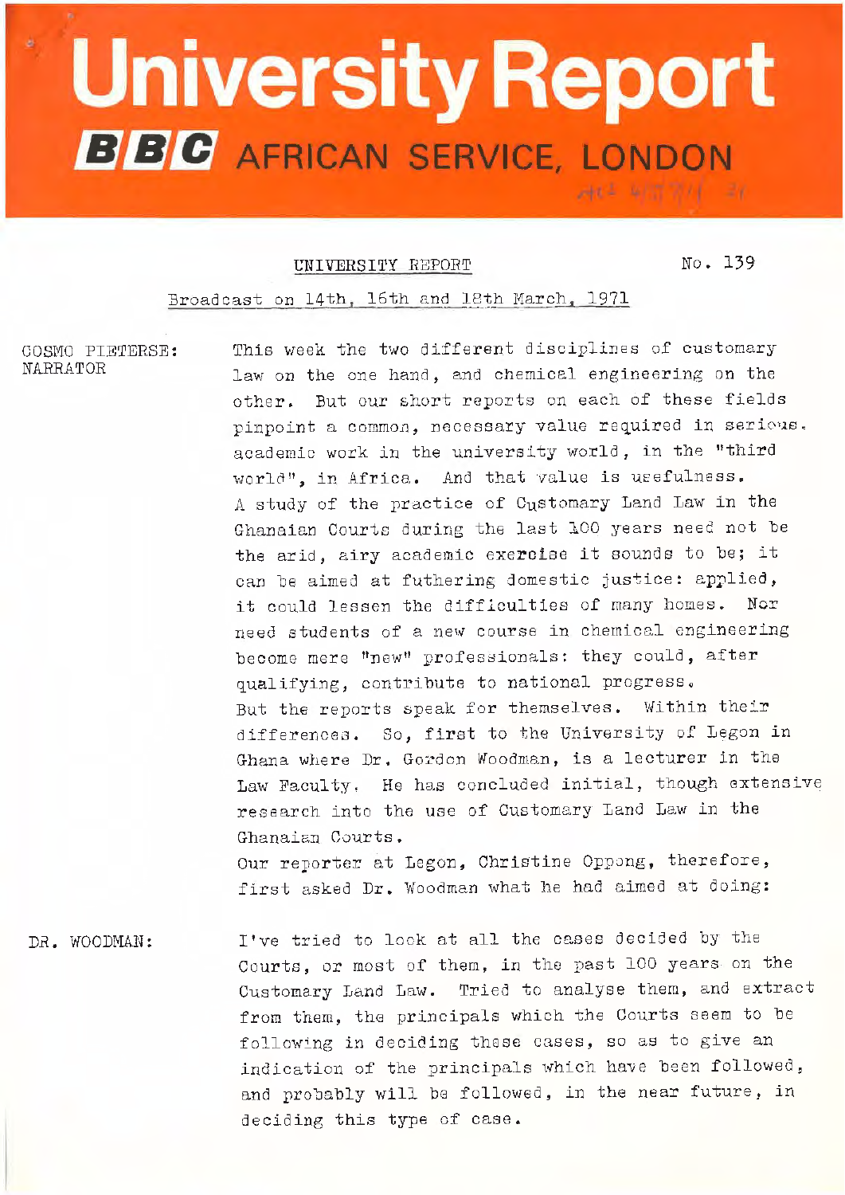# University Report

## BBC AFRICAN SERVICE, LONDON

UNIVERSITY REPORT No. 139

Broadcast on 14th, 16th and 18th March, 1971

COSMO PIETERSE: NARRATOR

This week the two different disciplines of customary law on the one hand, and chemical engineering on the other. But our short reports on each of these fields pinpoint a common, necessary value required in serious academic work in the university world, in the "third world", in Africa. And that value is usefulness. A study of the practice of Customary Land Law in the Ghanaian Courts during the last 100 years need not be the arid, airy academic exercise it sounds to be; it can be aimed at futhering domestic justice: applied, it could lessen the difficulties of many homes. Nor need students of a new course in chemical engineering become mere "new" professionals: they could, after qualifying, contribute to national progress. But the reports speak for themselves. Within their differences. So, first to the University of Legon in Ghana where Dr. Gordon Woodman, is a lecturer in the Law Faculty. He has concluded initial, though extensive research into the use of Customary Land Law in the Ghanaian Courts. Our reporter at Legon, Christine Oppong, therefore, first asked Dr. Woodman what he had aimed at doing:

DR. WOODMAN:

I've tried to look at all the cases decided by the Courts, or most of them, in the past 100 years on the Customary Land Law. Tried to analyse them, and extract from them, the principals which the Courts seem to be following in deciding these cases, so as to give an indication of the principals which have been followed, and probably will be followed, in the near future, in deciding this type of case.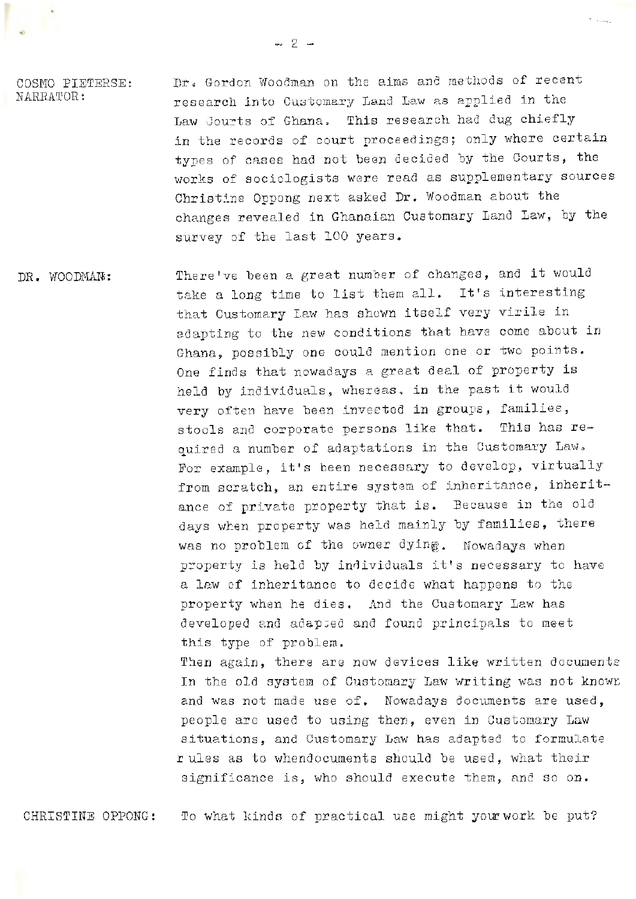COSMO PIETERSE: NARRATOR: Dr. Gordon Woodman on the aims and methods of recent research into Customary Land Law as applied in the Law Courts of Ghana. This research had dug chiefly in the records of court proceedings; only where certain types of cases had not been decided by the Courts, the works of sociologists were read as supplementary sources Christine Oppong next asked Dr. Woodman about the changes revealed in Ghanaian Customary Land Law, by the survey of the last 100 years.

DR. WOODMAN: There've been a great number of changes, and it would take a long time to list them all. It's interesting that Customary Law has shown itself very virile in adapting to the new conditions that have come about in Ghana, possibly one could mention one or two points. One finds that nowadays a great deal of property is held by individuals, whereas, in the past it would very often have been invested in groups, families, stools and corporate persons like that. This has required a number of adaptations in the Customary Law. For example, it's been necessary to develop, virtually from scratch, an entire system of inheritance, inheritance of private property that is. Because in the old days when property was held mainly by families, there was no problem of the owner dying. Nowadays when property is held by individuals it's necessary to have a law of inheritance to decide what happens to the property when he dies. And the Customary Law has developed and adapted and found principals to meet this type of problem.
Then again, there are now devices like written documents In the old system of Customary Law writing was not known and was not made use of. Nowadays documents are used, people are used to using them, even in Customary Law situations, and Customary Law has adapted to formulate rules as to whendocuments should be used, what their significance is, who should execute them, and so on.

CHRISTINE OPPONG: To what kinds of practical use might your work be put?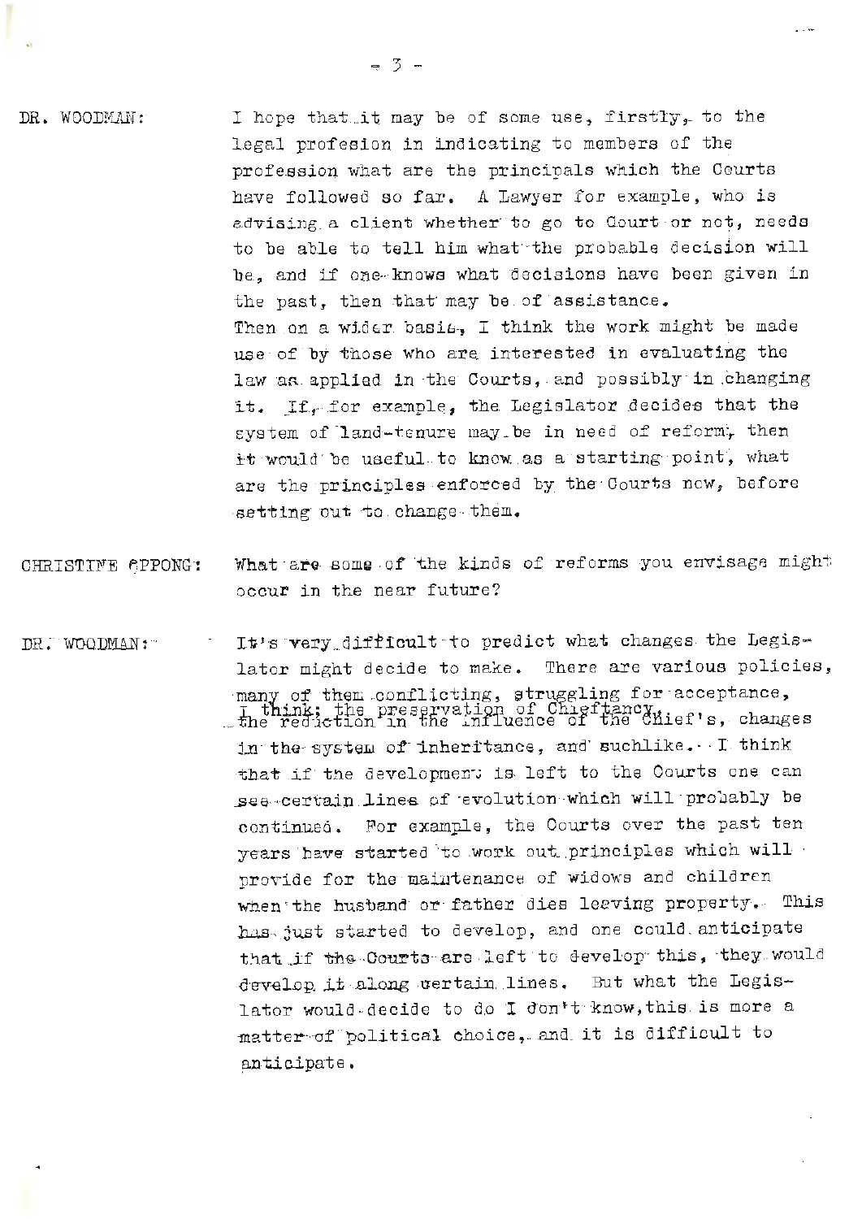**DR. WOODMAN:** I hope that it may be of some use, firstly, to the legal profesion in indicating to members of the profession what are the principals which the Courts have followed so far. A Lawyer for example, who is advising a client whether to go to Court or not, needs to be able to tell him what the probable decision will be, and if one knows what decisions have been given in the past, then that may be of assistance.
Then on a wider basis, I think the work might be made use of by those who are interested in evaluating the law as applied in the Courts, and possibly in changing it. If, for example, the Legislator decides that the system of land-tenure may be in need of reform, then it would be useful to know as a starting point, what are the principles enforced by the Courts now, before setting out to change them.

**CHRISTINE OPPONG:** What are some of the kinds of reforms you envisage might occur in the near future?

**DR. WOODMAN:** It's very difficult to predict what changes the Legislator might decide to make. There are various policies, many of them conflicting, struggling for acceptance, I think; the preservation of Chieftancy, the reduction in the influence of the Chief's, changes in the system of inheritance, and suchlike. I think that if the development is left to the Courts one can see certain lines of evolution which will probably be continued. For example, the Courts over the past ten years have started to work out principles which will provide for the maintenance of widows and children when the husband or father dies leaving property. This has just started to develop, and one could anticipate that if the Courts are left to develop this, they would develop it along certain lines. But what the Legislator would decide to do I don't know, this is more a matter of political choice, and it is difficult to anticipate.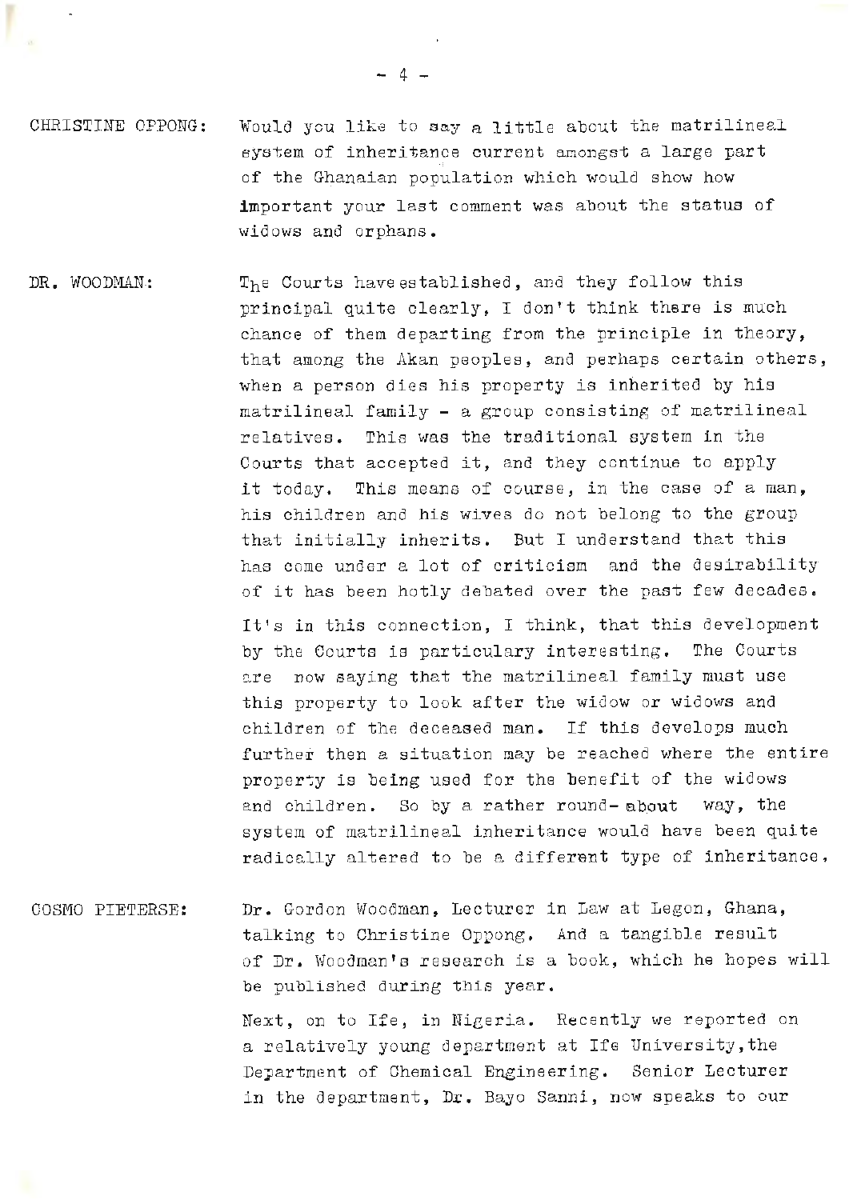CHRISTINE OPPONG: Would you like to say a little about the matrilineal system of inheritance current amongst a large part of the Ghanaian population which would show how important your last comment was about the status of widows and orphans.

DR. WOODMAN: The Courts have established, and they follow this principal quite clearly, I don't think there is much chance of them departing from the principle in theory, that among the Akan peoples, and perhaps certain others, when a person dies his property is inherited by his matrilineal family - a group consisting of matrilineal relatives. This was the traditional system in the Courts that accepted it, and they continue to apply it today. This means of course, in the case of a man, his children and his wives do not belong to the group that initially inherits. But I understand that this has come under a lot of criticism and the desirability of it has been hotly debated over the past few decades.

It's in this connection, I think, that this development by the Courts is particulary interesting. The Courts are now saying that the matrilineal family must use this property to look after the widow or widows and children of the deceased man. If this develops much further then a situation may be reached where the entire property is being used for the benefit of the widows and children. So by a rather round-about way, the system of matrilineal inheritance would have been quite radically altered to be a different type of inheritance.

COSMO PIETERSE: Dr. Gordon Woodman, Lecturer in Law at Legon, Ghana, talking to Christine Oppong. And a tangible result of Dr. Woodman's research is a book, which he hopes will be published during this year.

Next, on to Ife, in Nigeria. Recently we reported on a relatively young department at Ife University, the Department of Chemical Engineering. Senior Lecturer in the department, Dr. Bayo Sanni, now speaks to our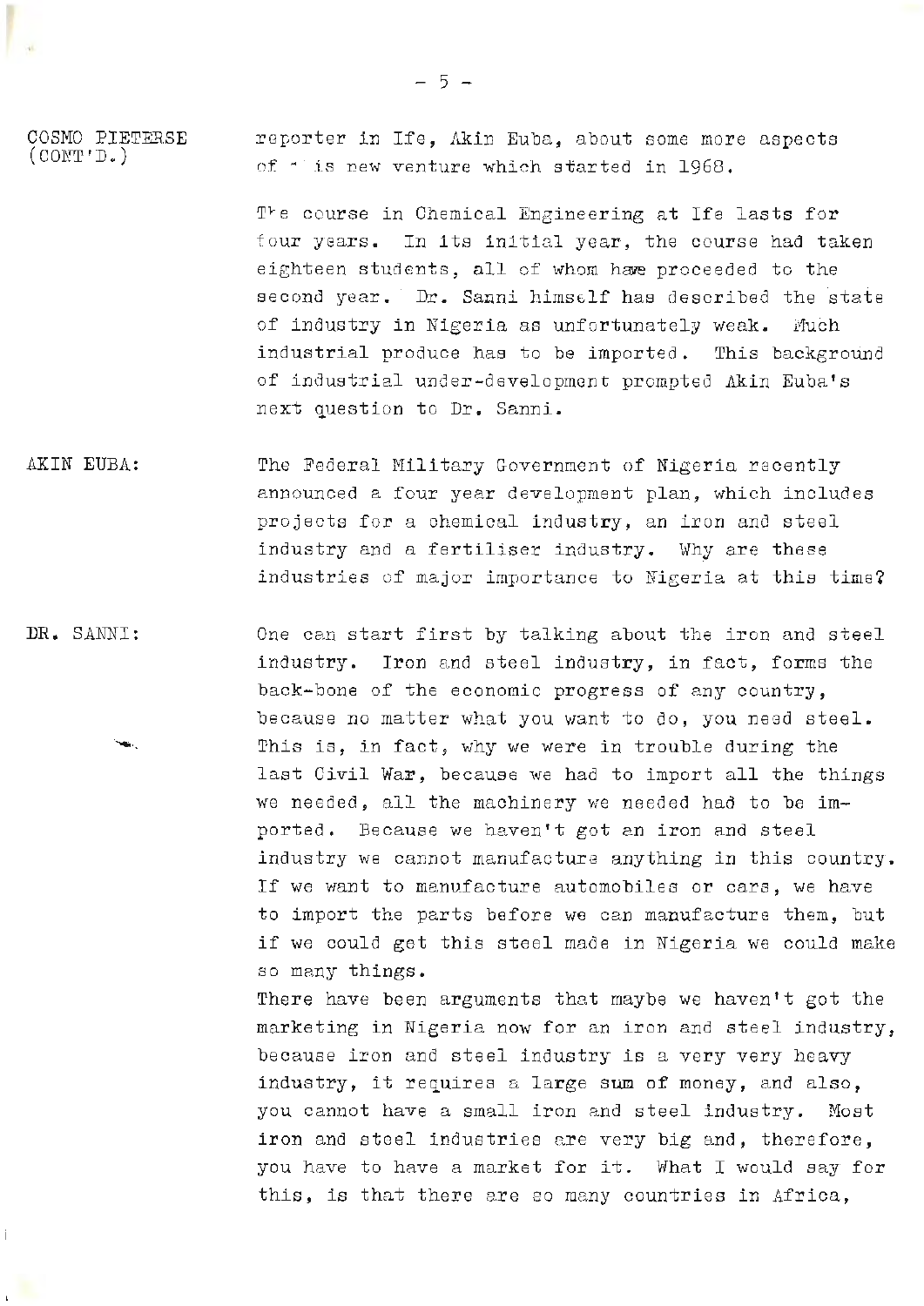COSMO PIETERSE (CONT'D.)

reporter in Ife, Akin Euba, about some more aspects of this new venture which started in 1968.

The course in Chemical Engineering at Ife lasts for four years. In its initial year, the course had taken eighteen students, all of whom have proceeded to the second year. Dr. Sanni himself has described the state of industry in Nigeria as unfortunately weak. Much industrial produce has to be imported. This background of industrial under-development prompted Akin Euba's next question to Dr. Sanni.

AKIN EUBA:

The Federal Military Government of Nigeria recently announced a four year development plan, which includes projects for a chemical industry, an iron and steel industry and a fertiliser industry. Why are these industries of major importance to Nigeria at this time?

DR. SANNI:

One can start first by talking about the iron and steel industry. Iron and steel industry, in fact, forms the back-bone of the economic progress of any country, because no matter what you want to do, you need steel. This is, in fact, why we were in trouble during the last Civil War, because we had to import all the things we needed, all the machinery we needed had to be imported. Because we haven't got an iron and steel industry we cannot manufacture anything in this country. If we want to manufacture automobiles or cars, we have to import the parts before we can manufacture them, but if we could get this steel made in Nigeria we could make so many things.

There have been arguments that maybe we haven't got the marketing in Nigeria now for an iron and steel industry, because iron and steel industry is a very very heavy industry, it requires a large sum of money, and also, you cannot have a small iron and steel industry. Most iron and steel industries are very big and, therefore, you have to have a market for it. What I would say for this, is that there are so many countries in Africa,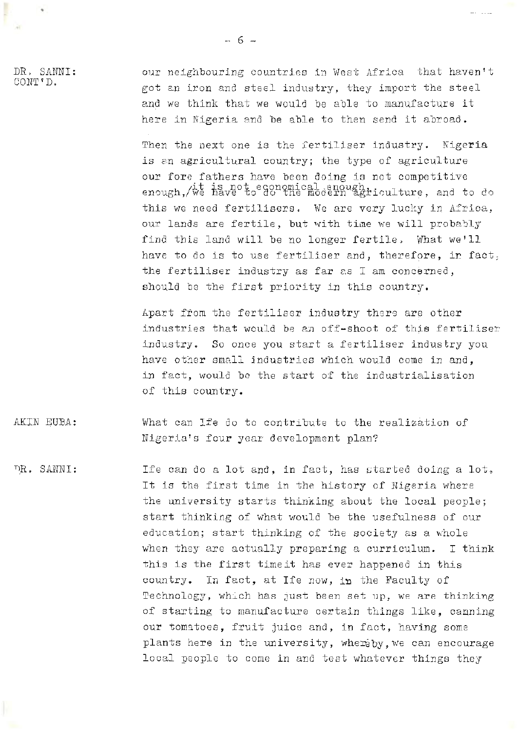DR. SANNI: CONT'D.

our neighbouring countries in West Africa that haven't got an iron and steel industry, they import the steel and we think that we would be able to manufacture it here in Nigeria and be able to then send it abroad.

Then the next one is the fertiliser industry. Nigeria is an agricultural country; the type of agriculture our fore fathers have been doing is not competitive enough, it is not economical enough, we have to do the modern agriculture, and to do this we need fertilisers. We are very lucky in Africa, our lands are fertile, but with time we will probably find this land will be no longer fertile. What we'll have to do is to use fertiliser and, therefore, in fact, the fertiliser industry as far as I am concerned, should be the first priority in this country.

Apart from the fertiliser industry there are other industries that would be an off-shoot of this fertiliser industry. So once you start a fertiliser industry you have other small industries which would come in and, in fact, would be the start of the industrialisation of this country.

AKIN EUBA: What can Ife do to contribute to the realization of Nigeria's four year development plan?

DR. SANNI: Ife can do a lot and, in fact, has started doing a lot. It is the first time in the history of Nigeria where the university starts thinking about the local people; start thinking of what would be the usefulness of our education; start thinking of the society as a whole when they are actually preparing a curriculum. I think this is the first time it has ever happened in this country. In fact, at Ife now, in the Faculty of Technology, which has just been set up, we are thinking of starting to manufacture certain things like, canning our tomatoes, fruit juice and, in fact, having some plants here in the university, whereby, we can encourage local people to come in and test whatever things they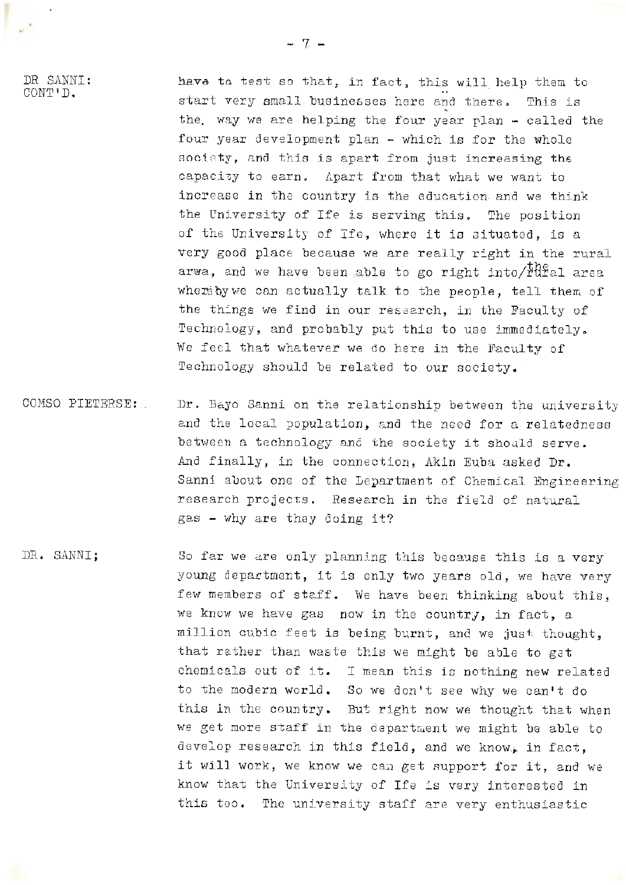DR SANNI: CONT'D.

have to test so that, in fact, this will help them to start very small businesses here and there. This is the way we are helping the four year plan - called the four year development plan - which is for the whole society, and this is apart from just increasing the capacity to earn. Apart from that what we want to increase in the country is the education and we think the University of Ife is serving this. The position of the University of Ife, where it is situated, is a very good place because we are really right in the rural arwa, and we have been able to go right into the rural area whereby we can actually talk to the people, tell them of the things we find in our research, in the Faculty of Technology, and probably put this to use immediately. We feel that whatever we do here in the Faculty of Technology should be related to our society.

COMSO PIETERSE: Dr. Bayo Sanni on the relationship between the university and the local population, and the need for a relatedness between a technology and the society it should serve. And finally, in the connection, Akin Euba asked Dr. Sanni about one of the Department of Chemical Engineering research projects. Research in the field of natural gas - why are they doing it?

DR. SANNI: So far we are only planning this because this is a very young department, it is only two years old, we have very few members of staff. We have been thinking about this, we know we have gas now in the country, in fact, a million cubic feet is being burnt, and we just thought, that rather than waste this we might be able to get chemicals out of it. I mean this is nothing new related to the modern world. So we don't see why we can't do this in the country. But right now we thought that when we get more staff in the department we might be able to develop research in this field, and we know, in fact, it will work, we know we can get support for it, and we know that the University of Ife is very interested in this too. The university staff are very enthusiastic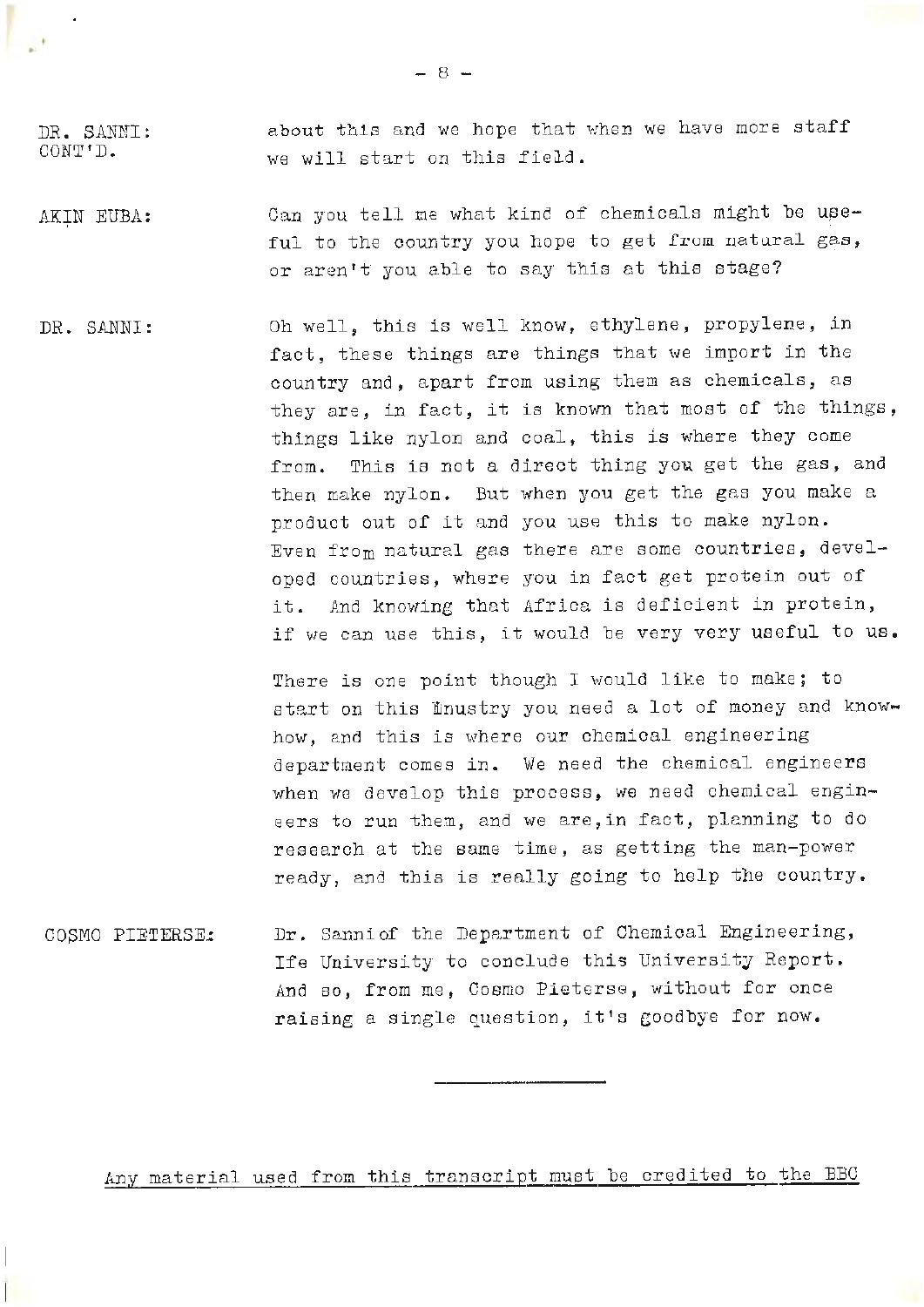DR. SANNI: CONT'D. about this and we hope that when we have more staff we will start on this field.

AKIN EUBA: Can you tell me what kind of chemicals might be useful to the country you hope to get from natural gas, or aren't you able to say this at this stage?

DR. SANNI: Oh well, this is well know, ethylene, propylene, in fact, these things are things that we import in the country and, apart from using them as chemicals, as they are, in fact, it is known that most of the things, things like nylon and coal, this is where they come from. This is not a direct thing you get the gas, and then make nylon. But when you get the gas you make a product out of it and you use this to make nylon. Even from natural gas there are some countries, developed countries, where you in fact get protein out of it. And knowing that Africa is deficient in protein, if we can use this, it would be very very useful to us.

There is one point though I would like to make; to start on this Inustry you need a lot of money and know-how, and this is where our chemical engineering department comes in. We need the chemical engineers when we develop this process, we need chemical engineers to run them, and we are, in fact, planning to do research at the same time, as getting the man-power ready, and this is really going to help the country.

COSMO PIETERSE: Dr. Sanni of the Department of Chemical Engineering, Ife University to conclude this University Report. And so, from me, Cosmo Pieterse, without for once raising a single question, it's goodbye for now.

---

Any material used from this transcript must be credited to the BBC